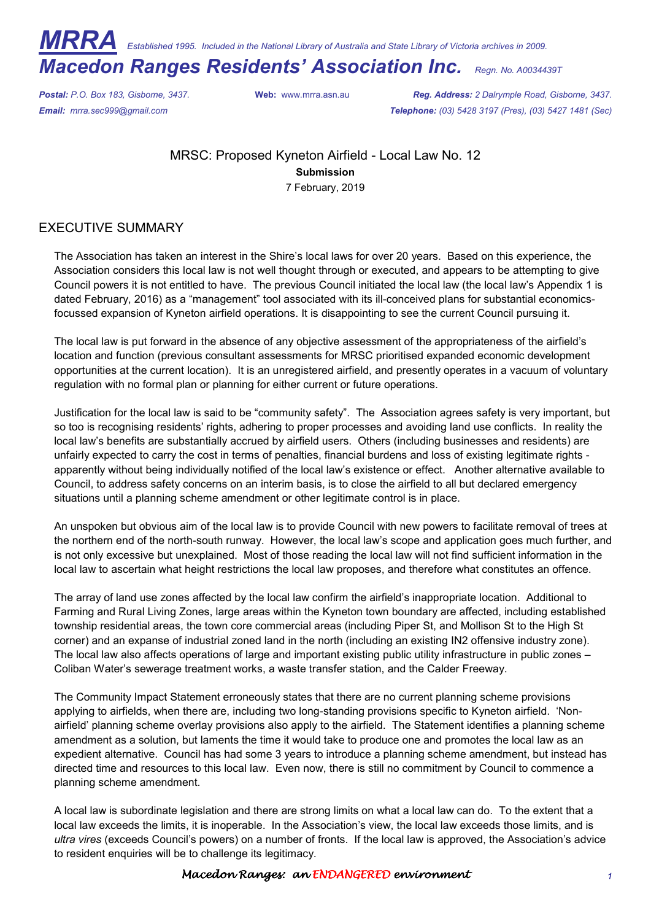# *MRRA* *Established 1995. Included in the National Library of Australia and State Library of Victoria archives in 2009.*

# *Macedon Ranges Residents' Association Inc.* *Regn. No. A0034439T*

***Postal:*** *P.O. Box 183, Gisborne, 3437.* **Web:** www.mrra.asn.au ***Reg. Address:*** *2 Dalrymple Road, Gisborne, 3437.*
***Email:*** *mrra.sec999@gmail.com* ***Telephone:*** *(03) 5428 3197 (Pres), (03) 5427 1481 (Sec)*

MRSC: Proposed Kyneton Airfield - Local Law No. 12

**Submission**

7 February, 2019

## EXECUTIVE SUMMARY

The Association has taken an interest in the Shire's local laws for over 20 years. Based on this experience, the Association considers this local law is not well thought through or executed, and appears to be attempting to give Council powers it is not entitled to have. The previous Council initiated the local law (the local law's Appendix 1 is dated February, 2016) as a "management" tool associated with its ill-conceived plans for substantial economics-focussed expansion of Kyneton airfield operations. It is disappointing to see the current Council pursuing it.

The local law is put forward in the absence of any objective assessment of the appropriateness of the airfield's location and function (previous consultant assessments for MRSC prioritised expanded economic development opportunities at the current location). It is an unregistered airfield, and presently operates in a vacuum of voluntary regulation with no formal plan or planning for either current or future operations.

Justification for the local law is said to be "community safety". The Association agrees safety is very important, but so too is recognising residents' rights, adhering to proper processes and avoiding land use conflicts. In reality the local law's benefits are substantially accrued by airfield users. Others (including businesses and residents) are unfairly expected to carry the cost in terms of penalties, financial burdens and loss of existing legitimate rights - apparently without being individually notified of the local law's existence or effect. Another alternative available to Council, to address safety concerns on an interim basis, is to close the airfield to all but declared emergency situations until a planning scheme amendment or other legitimate control is in place.

An unspoken but obvious aim of the local law is to provide Council with new powers to facilitate removal of trees at the northern end of the north-south runway. However, the local law's scope and application goes much further, and is not only excessive but unexplained. Most of those reading the local law will not find sufficient information in the local law to ascertain what height restrictions the local law proposes, and therefore what constitutes an offence.

The array of land use zones affected by the local law confirm the airfield's inappropriate location. Additional to Farming and Rural Living Zones, large areas within the Kyneton town boundary are affected, including established township residential areas, the town core commercial areas (including Piper St, and Mollison St to the High St corner) and an expanse of industrial zoned land in the north (including an existing IN2 offensive industry zone). The local law also affects operations of large and important existing public utility infrastructure in public zones – Coliban Water's sewerage treatment works, a waste transfer station, and the Calder Freeway.

The Community Impact Statement erroneously states that there are no current planning scheme provisions applying to airfields, when there are, including two long-standing provisions specific to Kyneton airfield. 'Non-airfield' planning scheme overlay provisions also apply to the airfield. The Statement identifies a planning scheme amendment as a solution, but laments the time it would take to produce one and promotes the local law as an expedient alternative. Council has had some 3 years to introduce a planning scheme amendment, but instead has directed time and resources to this local law. Even now, there is still no commitment by Council to commence a planning scheme amendment.

A local law is subordinate legislation and there are strong limits on what a local law can do. To the extent that a local law exceeds the limits, it is inoperable. In the Association's view, the local law exceeds those limits, and is *ultra vires* (exceeds Council's powers) on a number of fronts. If the local law is approved, the Association's advice to resident enquiries will be to challenge its legitimacy.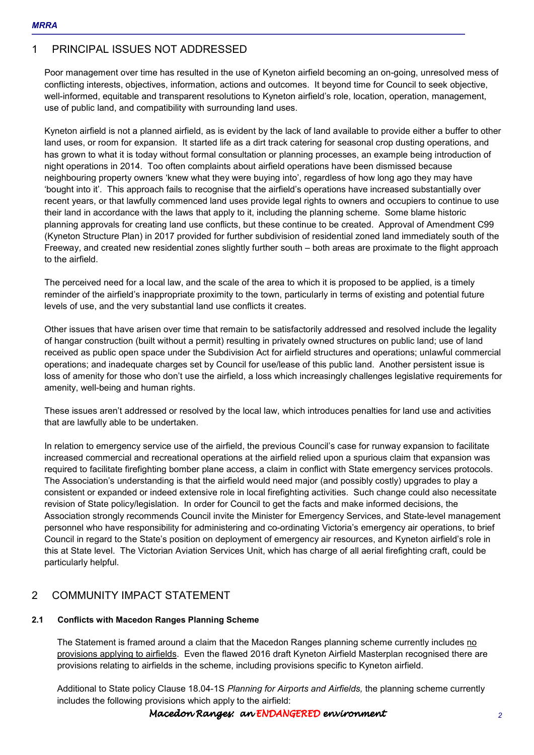# 1 PRINCIPAL ISSUES NOT ADDRESSED

Poor management over time has resulted in the use of Kyneton airfield becoming an on-going, unresolved mess of conflicting interests, objectives, information, actions and outcomes. It beyond time for Council to seek objective, well-informed, equitable and transparent resolutions to Kyneton airfield's role, location, operation, management, use of public land, and compatibility with surrounding land uses.

Kyneton airfield is not a planned airfield, as is evident by the lack of land available to provide either a buffer to other land uses, or room for expansion. It started life as a dirt track catering for seasonal crop dusting operations, and has grown to what it is today without formal consultation or planning processes, an example being introduction of night operations in 2014. Too often complaints about airfield operations have been dismissed because neighbouring property owners 'knew what they were buying into', regardless of how long ago they may have 'bought into it'. This approach fails to recognise that the airfield's operations have increased substantially over recent years, or that lawfully commenced land uses provide legal rights to owners and occupiers to continue to use their land in accordance with the laws that apply to it, including the planning scheme. Some blame historic planning approvals for creating land use conflicts, but these continue to be created. Approval of Amendment C99 (Kyneton Structure Plan) in 2017 provided for further subdivision of residential zoned land immediately south of the Freeway, and created new residential zones slightly further south – both areas are proximate to the flight approach to the airfield.

The perceived need for a local law, and the scale of the area to which it is proposed to be applied, is a timely reminder of the airfield's inappropriate proximity to the town, particularly in terms of existing and potential future levels of use, and the very substantial land use conflicts it creates.

Other issues that have arisen over time that remain to be satisfactorily addressed and resolved include the legality of hangar construction (built without a permit) resulting in privately owned structures on public land; use of land received as public open space under the Subdivision Act for airfield structures and operations; unlawful commercial operations; and inadequate charges set by Council for use/lease of this public land. Another persistent issue is loss of amenity for those who don't use the airfield, a loss which increasingly challenges legislative requirements for amenity, well-being and human rights.

These issues aren't addressed or resolved by the local law, which introduces penalties for land use and activities that are lawfully able to be undertaken.

In relation to emergency service use of the airfield, the previous Council's case for runway expansion to facilitate increased commercial and recreational operations at the airfield relied upon a spurious claim that expansion was required to facilitate firefighting bomber plane access, a claim in conflict with State emergency services protocols. The Association's understanding is that the airfield would need major (and possibly costly) upgrades to play a consistent or expanded or indeed extensive role in local firefighting activities. Such change could also necessitate revision of State policy/legislation. In order for Council to get the facts and make informed decisions, the Association strongly recommends Council invite the Minister for Emergency Services, and State-level management personnel who have responsibility for administering and co-ordinating Victoria's emergency air operations, to brief Council in regard to the State's position on deployment of emergency air resources, and Kyneton airfield's role in this at State level. The Victorian Aviation Services Unit, which has charge of all aerial firefighting craft, could be particularly helpful.

# 2 COMMUNITY IMPACT STATEMENT

## 2.1 Conflicts with Macedon Ranges Planning Scheme

The Statement is framed around a claim that the Macedon Ranges planning scheme currently includes no provisions applying to airfields. Even the flawed 2016 draft Kyneton Airfield Masterplan recognised there are provisions relating to airfields in the scheme, including provisions specific to Kyneton airfield.

Additional to State policy Clause 18.04-1S *Planning for Airports and Airfields,* the planning scheme currently includes the following provisions which apply to the airfield: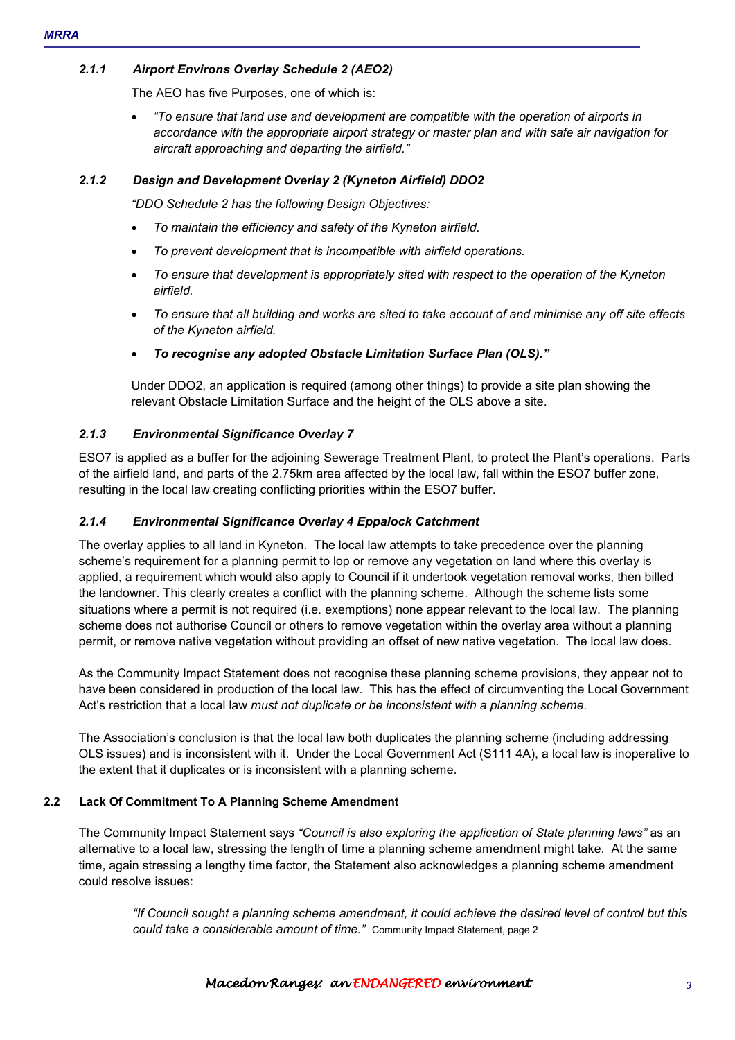### 2.1.1 Airport Environs Overlay Schedule 2 (AEO2)

The AEO has five Purposes, one of which is:

- *"To ensure that land use and development are compatible with the operation of airports in accordance with the appropriate airport strategy or master plan and with safe air navigation for aircraft approaching and departing the airfield."*

### 2.1.2 Design and Development Overlay 2 (Kyneton Airfield) DDO2

*"DDO Schedule 2 has the following Design Objectives:*

- *To maintain the efficiency and safety of the Kyneton airfield.*
- *To prevent development that is incompatible with airfield operations.*
- *To ensure that development is appropriately sited with respect to the operation of the Kyneton airfield.*
- *To ensure that all building and works are sited to take account of and minimise any off site effects of the Kyneton airfield.*
- ***To recognise any adopted Obstacle Limitation Surface Plan (OLS)."***

Under DDO2, an application is required (among other things) to provide a site plan showing the relevant Obstacle Limitation Surface and the height of the OLS above a site.

### 2.1.3 Environmental Significance Overlay 7

ESO7 is applied as a buffer for the adjoining Sewerage Treatment Plant, to protect the Plant's operations. Parts of the airfield land, and parts of the 2.75km area affected by the local law, fall within the ESO7 buffer zone, resulting in the local law creating conflicting priorities within the ESO7 buffer.

### 2.1.4 Environmental Significance Overlay 4 Eppalock Catchment

The overlay applies to all land in Kyneton. The local law attempts to take precedence over the planning scheme's requirement for a planning permit to lop or remove any vegetation on land where this overlay is applied, a requirement which would also apply to Council if it undertook vegetation removal works, then billed the landowner. This clearly creates a conflict with the planning scheme. Although the scheme lists some situations where a permit is not required (i.e. exemptions) none appear relevant to the local law. The planning scheme does not authorise Council or others to remove vegetation within the overlay area without a planning permit, or remove native vegetation without providing an offset of new native vegetation. The local law does.

As the Community Impact Statement does not recognise these planning scheme provisions, they appear not to have been considered in production of the local law. This has the effect of circumventing the Local Government Act's restriction that a local law *must not duplicate or be inconsistent with a planning scheme*.

The Association's conclusion is that the local law both duplicates the planning scheme (including addressing OLS issues) and is inconsistent with it. Under the Local Government Act (S111 4A), a local law is inoperative to the extent that it duplicates or is inconsistent with a planning scheme.

## 2.2 Lack Of Commitment To A Planning Scheme Amendment

The Community Impact Statement says *"Council is also exploring the application of State planning laws"* as an alternative to a local law, stressing the length of time a planning scheme amendment might take. At the same time, again stressing a lengthy time factor, the Statement also acknowledges a planning scheme amendment could resolve issues:

> *"If Council sought a planning scheme amendment, it could achieve the desired level of control but this could take a considerable amount of time."* Community Impact Statement, page 2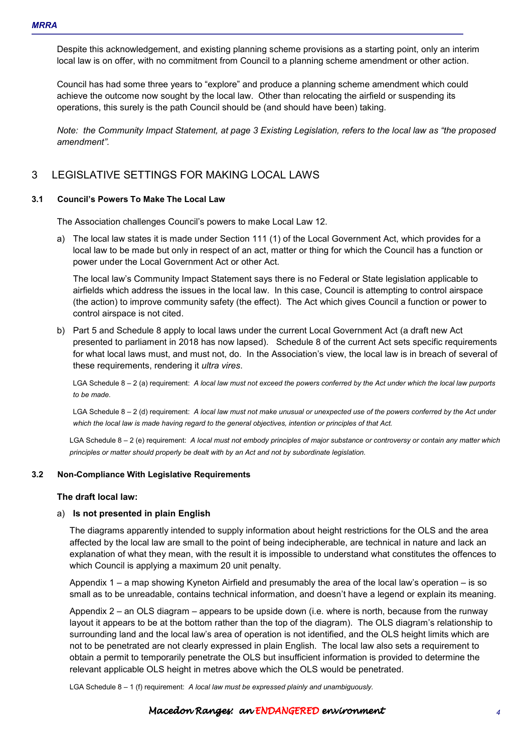Despite this acknowledgement, and existing planning scheme provisions as a starting point, only an interim local law is on offer, with no commitment from Council to a planning scheme amendment or other action.

Council has had some three years to "explore" and produce a planning scheme amendment which could achieve the outcome now sought by the local law. Other than relocating the airfield or suspending its operations, this surely is the path Council should be (and should have been) taking.

*Note: the Community Impact Statement, at page 3 Existing Legislation, refers to the local law as "the proposed amendment".*

## 3 LEGISLATIVE SETTINGS FOR MAKING LOCAL LAWS

### 3.1 Council's Powers To Make The Local Law

The Association challenges Council's powers to make Local Law 12.

a) The local law states it is made under Section 111 (1) of the Local Government Act, which provides for a local law to be made but only in respect of an act, matter or thing for which the Council has a function or power under the Local Government Act or other Act.

   The local law's Community Impact Statement says there is no Federal or State legislation applicable to airfields which address the issues in the local law. In this case, Council is attempting to control airspace (the action) to improve community safety (the effect). The Act which gives Council a function or power to control airspace is not cited.

b) Part 5 and Schedule 8 apply to local laws under the current Local Government Act (a draft new Act presented to parliament in 2018 has now lapsed). Schedule 8 of the current Act sets specific requirements for what local laws must, and must not, do. In the Association's view, the local law is in breach of several of these requirements, rendering it *ultra vires*.

   LGA Schedule 8 – 2 (a) requirement: *A local law must not exceed the powers conferred by the Act under which the local law purports to be made.*

   LGA Schedule 8 – 2 (d) requirement: *A local law must not make unusual or unexpected use of the powers conferred by the Act under which the local law is made having regard to the general objectives, intention or principles of that Act.*

   LGA Schedule 8 – 2 (e) requirement: *A local must not embody principles of major substance or controversy or contain any matter which principles or matter should properly be dealt with by an Act and not by subordinate legislation.*

### 3.2 Non-Compliance With Legislative Requirements

**The draft local law:**

a) **Is not presented in plain English**

   The diagrams apparently intended to supply information about height restrictions for the OLS and the area affected by the local law are small to the point of being indecipherable, are technical in nature and lack an explanation of what they mean, with the result it is impossible to understand what constitutes the offences to which Council is applying a maximum 20 unit penalty.

   Appendix 1 – a map showing Kyneton Airfield and presumably the area of the local law's operation – is so small as to be unreadable, contains technical information, and doesn't have a legend or explain its meaning.

   Appendix 2 – an OLS diagram – appears to be upside down (i.e. where is north, because from the runway layout it appears to be at the bottom rather than the top of the diagram). The OLS diagram's relationship to surrounding land and the local law's area of operation is not identified, and the OLS height limits which are not to be penetrated are not clearly expressed in plain English. The local law also sets a requirement to obtain a permit to temporarily penetrate the OLS but insufficient information is provided to determine the relevant applicable OLS height in metres above which the OLS would be penetrated.

   LGA Schedule 8 – 1 (f) requirement: *A local law must be expressed plainly and unambiguously.*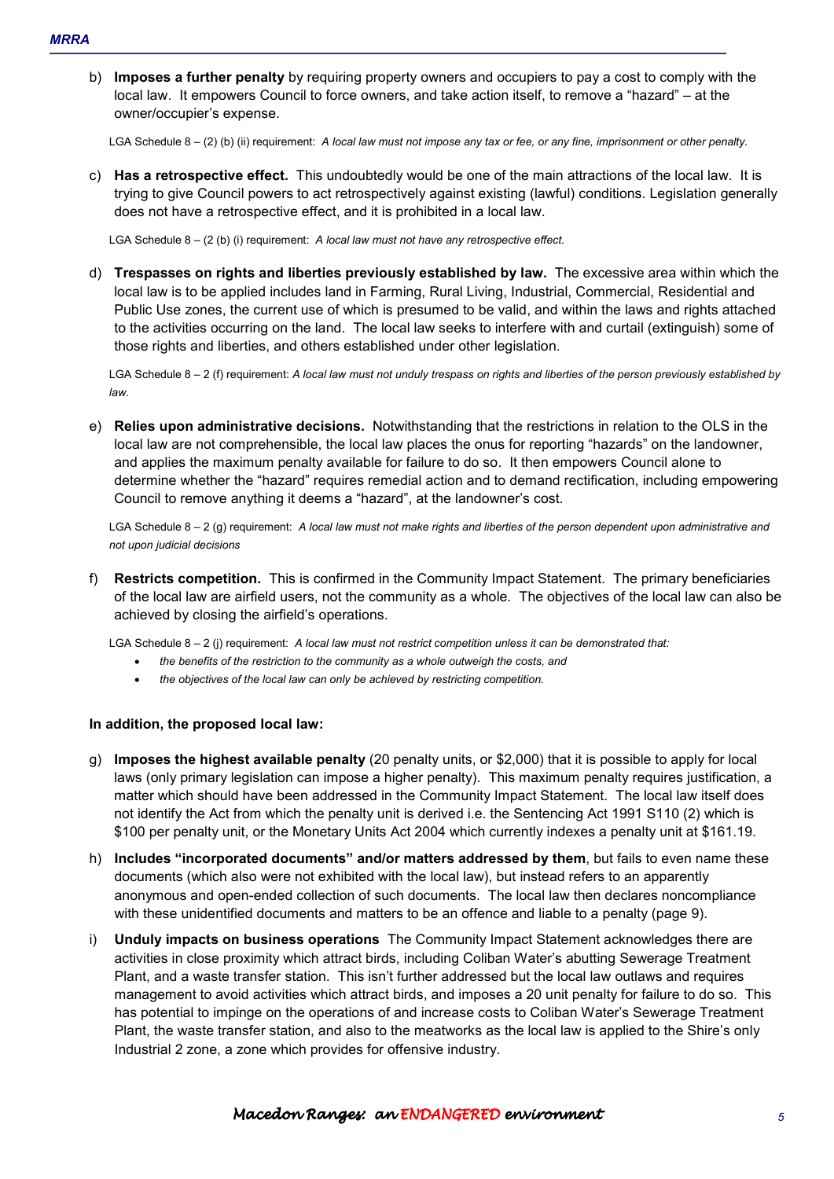b) **Imposes a further penalty** by requiring property owners and occupiers to pay a cost to comply with the local law. It empowers Council to force owners, and take action itself, to remove a "hazard" – at the owner/occupier's expense.

LGA Schedule 8 – (2) (b) (ii) requirement: *A local law must not impose any tax or fee, or any fine, imprisonment or other penalty.*

c) **Has a retrospective effect.** This undoubtedly would be one of the main attractions of the local law. It is trying to give Council powers to act retrospectively against existing (lawful) conditions. Legislation generally does not have a retrospective effect, and it is prohibited in a local law.

LGA Schedule 8 – (2 (b) (i) requirement: *A local law must not have any retrospective effect.*

d) **Trespasses on rights and liberties previously established by law.** The excessive area within which the local law is to be applied includes land in Farming, Rural Living, Industrial, Commercial, Residential and Public Use zones, the current use of which is presumed to be valid, and within the laws and rights attached to the activities occurring on the land. The local law seeks to interfere with and curtail (extinguish) some of those rights and liberties, and others established under other legislation.

LGA Schedule 8 – 2 (f) requirement: *A local law must not unduly trespass on rights and liberties of the person previously established by law.*

e) **Relies upon administrative decisions.** Notwithstanding that the restrictions in relation to the OLS in the local law are not comprehensible, the local law places the onus for reporting "hazards" on the landowner, and applies the maximum penalty available for failure to do so. It then empowers Council alone to determine whether the "hazard" requires remedial action and to demand rectification, including empowering Council to remove anything it deems a "hazard", at the landowner's cost.

LGA Schedule 8 – 2 (g) requirement: *A local law must not make rights and liberties of the person dependent upon administrative and not upon judicial decisions*

f) **Restricts competition.** This is confirmed in the Community Impact Statement. The primary beneficiaries of the local law are airfield users, not the community as a whole. The objectives of the local law can also be achieved by closing the airfield's operations.

LGA Schedule 8 – 2 (j) requirement: *A local law must not restrict competition unless it can be demonstrated that:*

- *the benefits of the restriction to the community as a whole outweigh the costs, and*
- *the objectives of the local law can only be achieved by restricting competition.*

**In addition, the proposed local law:**

g) **Imposes the highest available penalty** (20 penalty units, or $2,000) that it is possible to apply for local laws (only primary legislation can impose a higher penalty). This maximum penalty requires justification, a matter which should have been addressed in the Community Impact Statement. The local law itself does not identify the Act from which the penalty unit is derived i.e. the Sentencing Act 1991 S110 (2) which is $100 per penalty unit, or the Monetary Units Act 2004 which currently indexes a penalty unit at $161.19.

h) **Includes "incorporated documents" and/or matters addressed by them**, but fails to even name these documents (which also were not exhibited with the local law), but instead refers to an apparently anonymous and open-ended collection of such documents. The local law then declares noncompliance with these unidentified documents and matters to be an offence and liable to a penalty (page 9).

i) **Unduly impacts on business operations** The Community Impact Statement acknowledges there are activities in close proximity which attract birds, including Coliban Water's abutting Sewerage Treatment Plant, and a waste transfer station. This isn't further addressed but the local law outlaws and requires management to avoid activities which attract birds, and imposes a 20 unit penalty for failure to do so. This has potential to impinge on the operations of and increase costs to Coliban Water's Sewerage Treatment Plant, the waste transfer station, and also to the meatworks as the local law is applied to the Shire's only Industrial 2 zone, a zone which provides for offensive industry.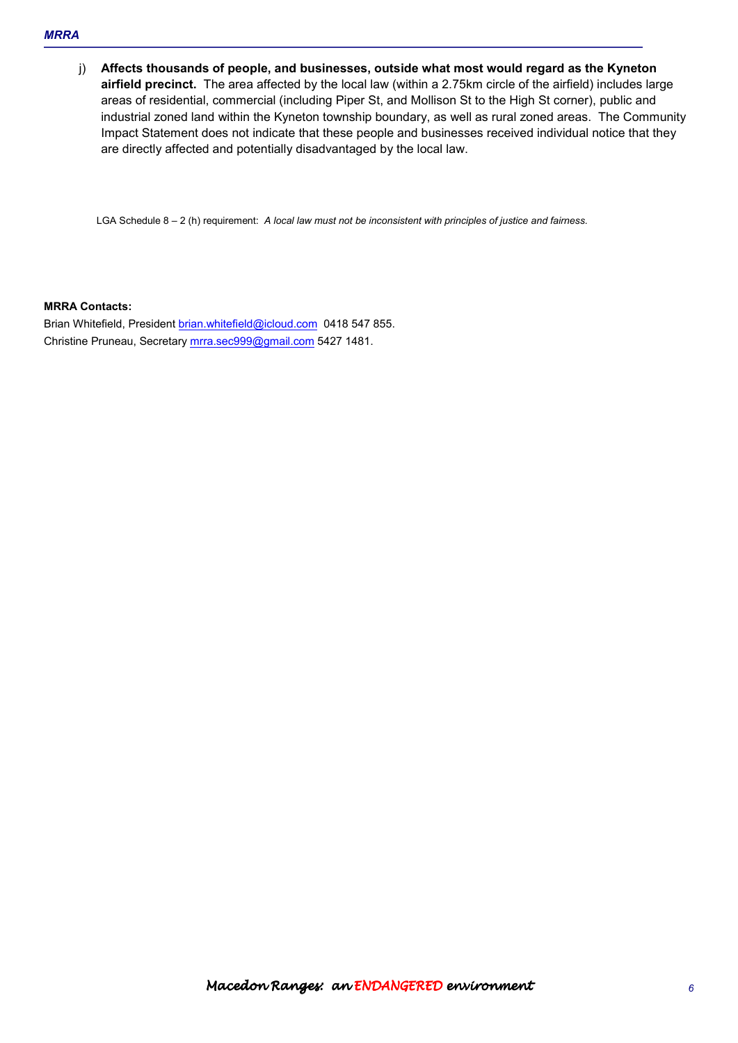j) **Affects thousands of people, and businesses, outside what most would regard as the Kyneton airfield precinct.** The area affected by the local law (within a 2.75km circle of the airfield) includes large areas of residential, commercial (including Piper St, and Mollison St to the High St corner), public and industrial zoned land within the Kyneton township boundary, as well as rural zoned areas. The Community Impact Statement does not indicate that these people and businesses received individual notice that they are directly affected and potentially disadvantaged by the local law.

LGA Schedule 8 – 2 (h) requirement: *A local law must not be inconsistent with principles of justice and fairness.*

**MRRA Contacts:**

Brian Whitefield, President brian.whitefield@icloud.com 0418 547 855.

Christine Pruneau, Secretary mrra.sec999@gmail.com 5427 1481.